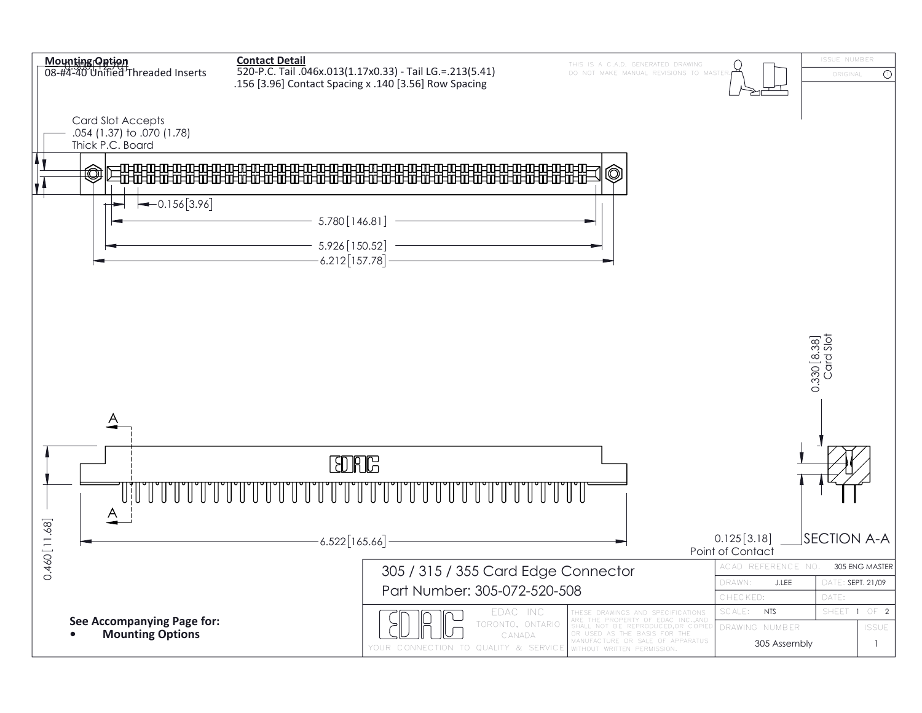**Mounting Option**
08-#4-40 Unified Threaded Inserts

0.500 [12.70]

**Contact Detail**
520-P.C. Tail .046x.013(1.17x0.33) - Tail LG.=.213(5.41)
.156 [3.96] Contact Spacing x .140 [3.56] Row Spacing

THIS IS A C.A.D. GENERATED DRAWING
DO NOT MAKE MANUAL REVISIONS TO MASTER

ISSUE NUMBER
ORIGINAL

Card Slot Accepts
.054 (1.37) to .070 (1.78)
Thick P.C. Board

0.156 [3.96]

5.780 [146.81]

5.926 [150.52]

6.212 [157.78]

0.330 [8.38]
Card Slot

A

A

EDAC

0.460 [11.68]

6.522 [165.66]

0.125 [3.18]
Point of Contact

SECTION A-A

305 / 315 / 355 Card Edge Connector
Part Number: 305-072-520-508

EDAC INC
TORONTO, ONTARIO
CANADA
YOUR CONNECTION TO QUALITY & SERVICE

THESE DRAWINGS AND SPECIFICATIONS ARE THE PROPERTY OF EDAC INC.,AND SHALL NOT BE REPRODUCED,OR COPIED OR USED AS THE BASIS FOR THE MANUFACTURE OR SALE OF APPARATUS WITHOUT WRITTEN PERMISSION.

| | |
|---|---|
| ACAD REFERENCE NO. 305 ENG MASTER | |
| DRAWN: J.LEE | DATE: SEPT. 21/09 |
| CHECKED: | DATE: |
| SCALE: NTS | SHEET 1 OF 2 |
| DRAWING NUMBER: 305 Assembly | ISSUE: 1 |

**See Accompanying Page for:**

- **Mounting Options**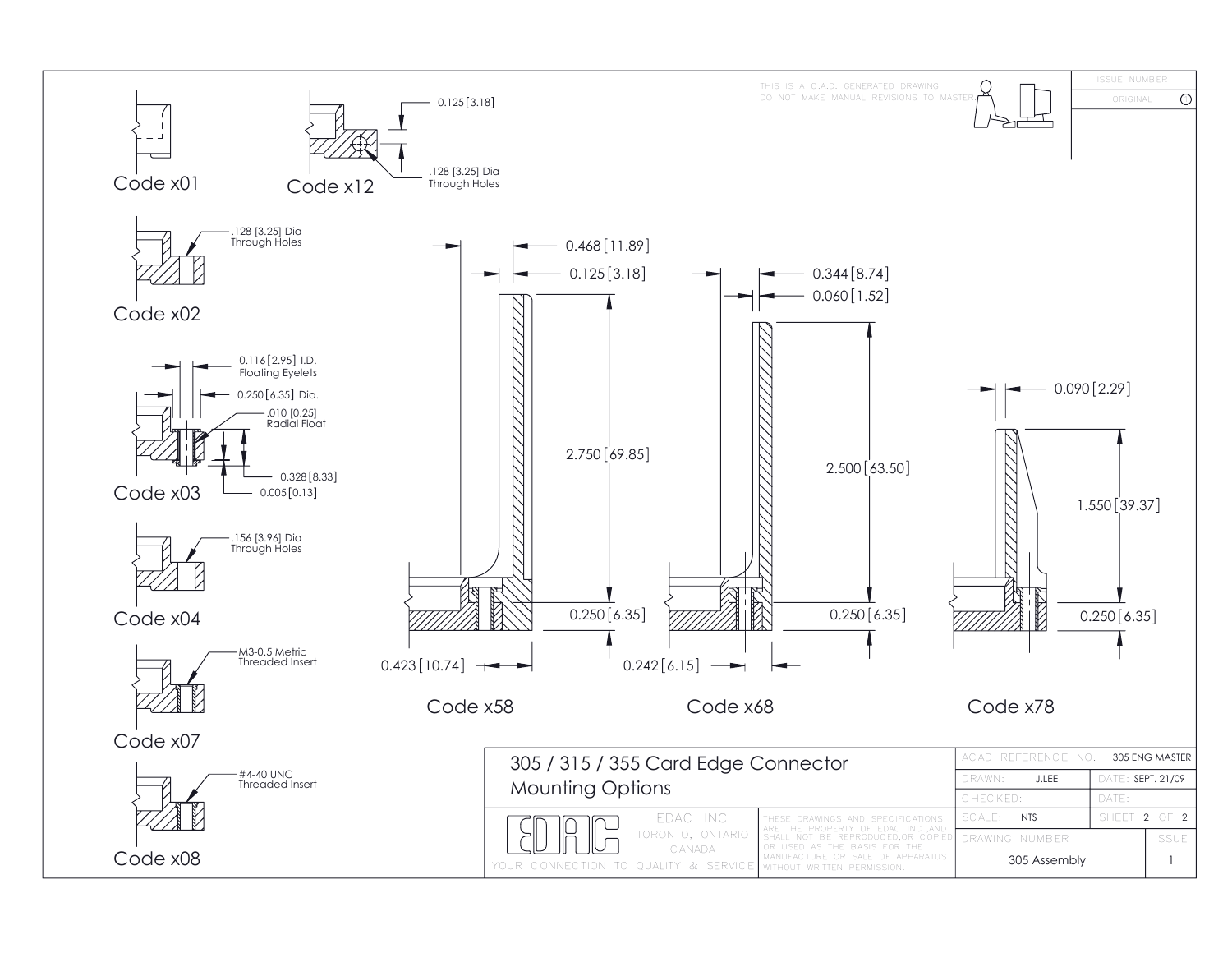THIS IS A C.A.D. GENERATED DRAWING
DO NOT MAKE MANUAL REVISIONS TO MASTER

ISSUE NUMBER
ORIGINAL ○

Code x01

Code x12

0.125 [3.18]

.128 [3.25] Dia
Through Holes

Code x02

.128 [3.25] Dia
Through Holes

Code x03

0.116 [2.95] I.D.
Floating Eyelets

0.250 [6.35] Dia.

.010 [0.25]
Radial Float

0.328 [8.33]

0.005 [0.13]

Code x04

.156 [3.96] Dia
Through Holes

Code x07

M3-0.5 Metric
Threaded Insert

Code x08

#4-40 UNC
Threaded Insert

Code x58

0.468 [11.89]

0.125 [3.18]

2.750 [69.85]

0.250 [6.35]

0.423 [10.74]

Code x68

0.344 [8.74]

0.060 [1.52]

2.500 [63.50]

0.250 [6.35]

0.242 [6.15]

Code x78

0.090 [2.29]

1.550 [39.37]

0.250 [6.35]

| | | | |
|---|---|---|---|
| 305 / 315 / 355 Card Edge Connector Mounting Options | | ACAD REFERENCE NO. 305 ENG MASTER | |
| | | DRAWN: J.LEE | DATE: SEPT. 21/09 |
| | | CHECKED: | DATE: |
| EDAC INC TORONTO, ONTARIO CANADA YOUR CONNECTION TO QUALITY & SERVICE | THESE DRAWINGS AND SPECIFICATIONS ARE THE PROPERTY OF EDAC INC.,AND SHALL NOT BE REPRODUCED,OR COPIED OR USED AS THE BASIS FOR THE MANUFACTURE OR SALE OF APPARATUS WITHOUT WRITTEN PERMISSION. | SCALE: NTS | SHEET 2 OF 2 |
| | | DRAWING NUMBER 305 Assembly | ISSUE 1 |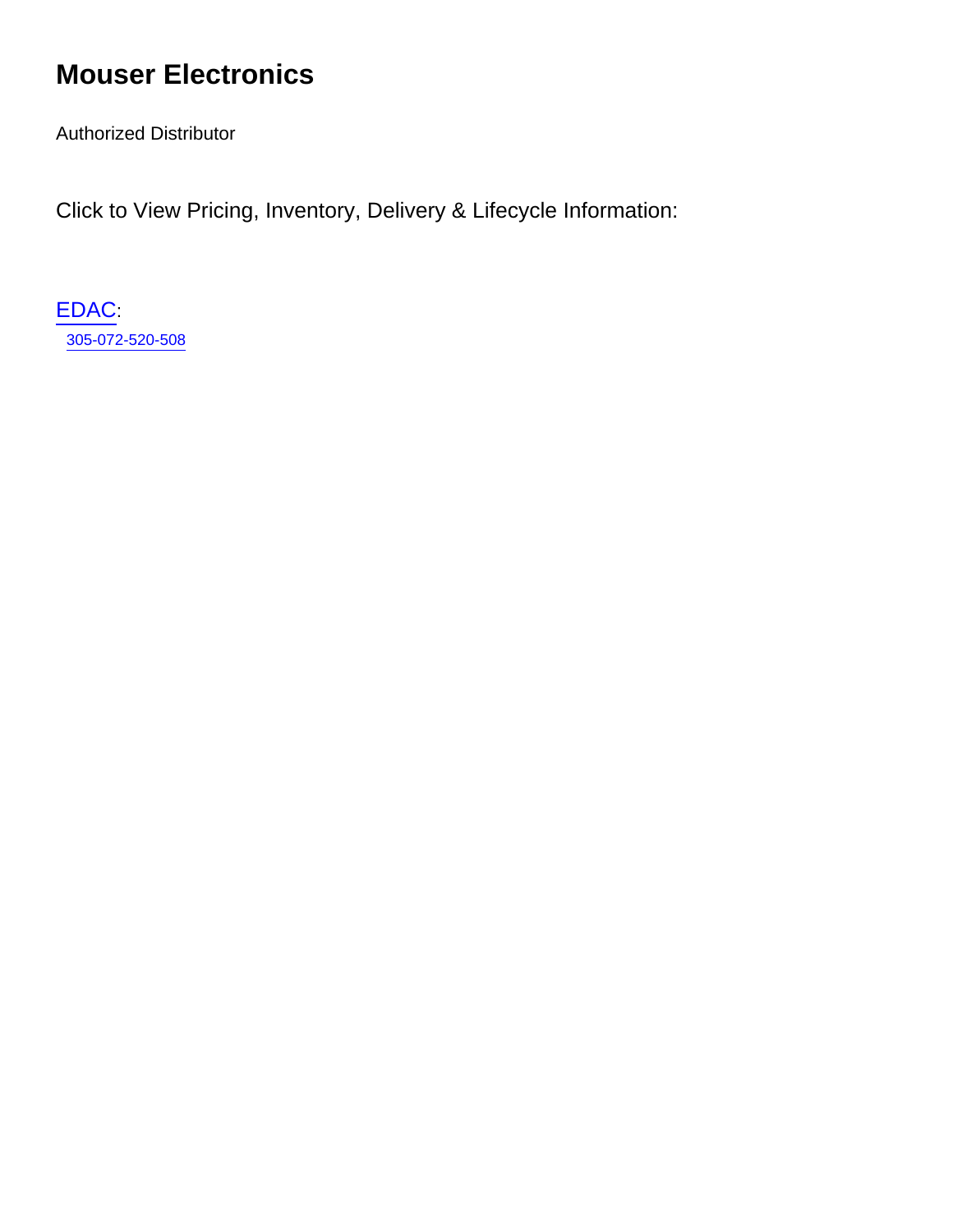# Mouser Electronics

Authorized Distributor

Click to View Pricing, Inventory, Delivery & Lifecycle Information:

EDAC:

305-072-520-508